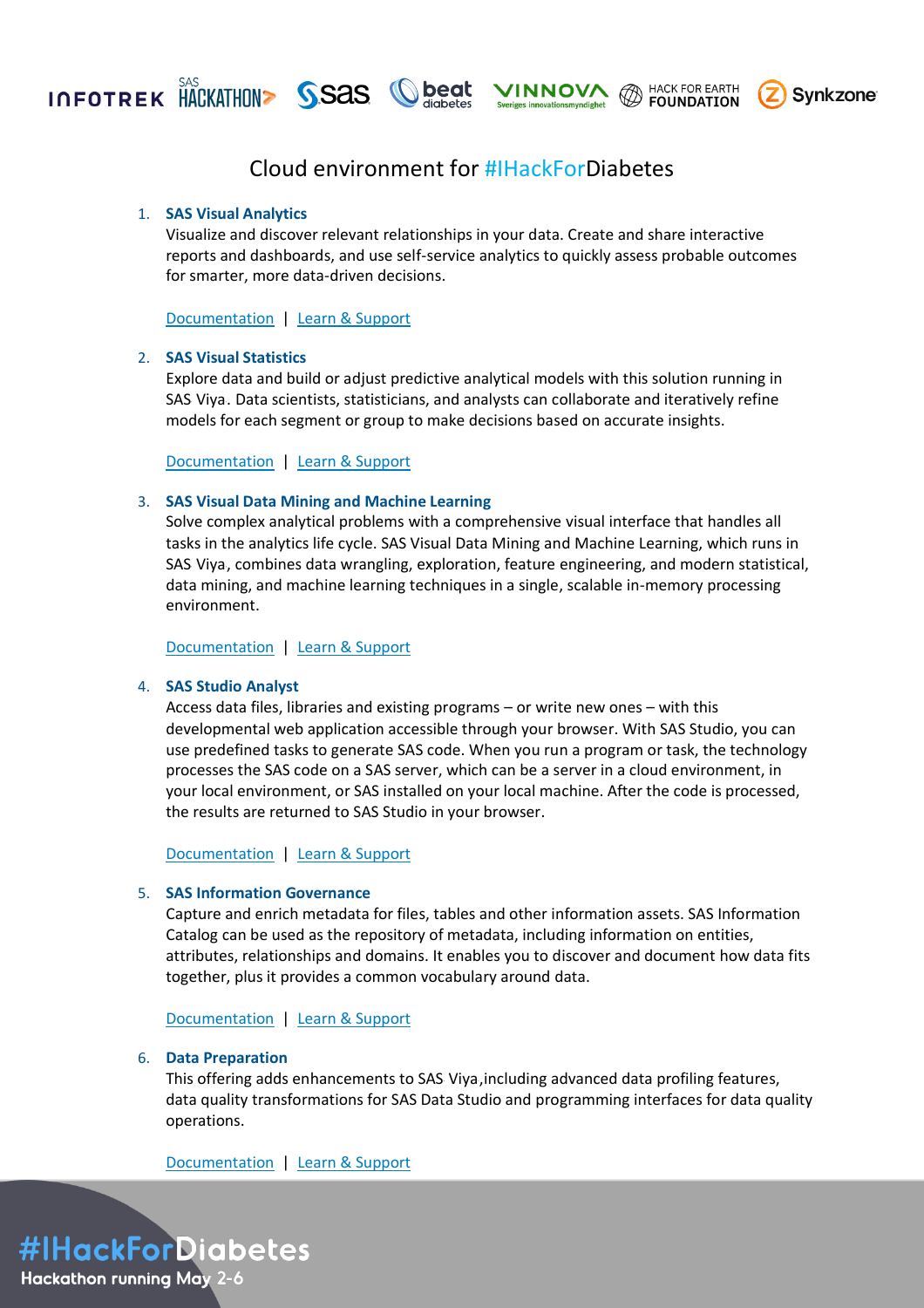# Cloud environment for #IHackForDiabetes

1. **SAS Visual Analytics**
   Visualize and discover relevant relationships in your data. Create and share interactive reports and dashboards, and use self-service analytics to quickly assess probable outcomes for smarter, more data-driven decisions.

   Documentation | Learn & Support

2. **SAS Visual Statistics**
   Explore data and build or adjust predictive analytical models with this solution running in SAS Viya. Data scientists, statisticians, and analysts can collaborate and iteratively refine models for each segment or group to make decisions based on accurate insights.

   Documentation | Learn & Support

3. **SAS Visual Data Mining and Machine Learning**
   Solve complex analytical problems with a comprehensive visual interface that handles all tasks in the analytics life cycle. SAS Visual Data Mining and Machine Learning, which runs in SAS Viya, combines data wrangling, exploration, feature engineering, and modern statistical, data mining, and machine learning techniques in a single, scalable in-memory processing environment.

   Documentation | Learn & Support

4. **SAS Studio Analyst**
   Access data files, libraries and existing programs – or write new ones – with this developmental web application accessible through your browser. With SAS Studio, you can use predefined tasks to generate SAS code. When you run a program or task, the technology processes the SAS code on a SAS server, which can be a server in a cloud environment, in your local environment, or SAS installed on your local machine. After the code is processed, the results are returned to SAS Studio in your browser.

   Documentation | Learn & Support

5. **SAS Information Governance**
   Capture and enrich metadata for files, tables and other information assets. SAS Information Catalog can be used as the repository of metadata, including information on entities, attributes, relationships and domains. It enables you to discover and document how data fits together, plus it provides a common vocabulary around data.

   Documentation | Learn & Support

6. **Data Preparation**
   This offering adds enhancements to SAS Viya,including advanced data profiling features, data quality transformations for SAS Data Studio and programming interfaces for data quality operations.

   Documentation | Learn & Support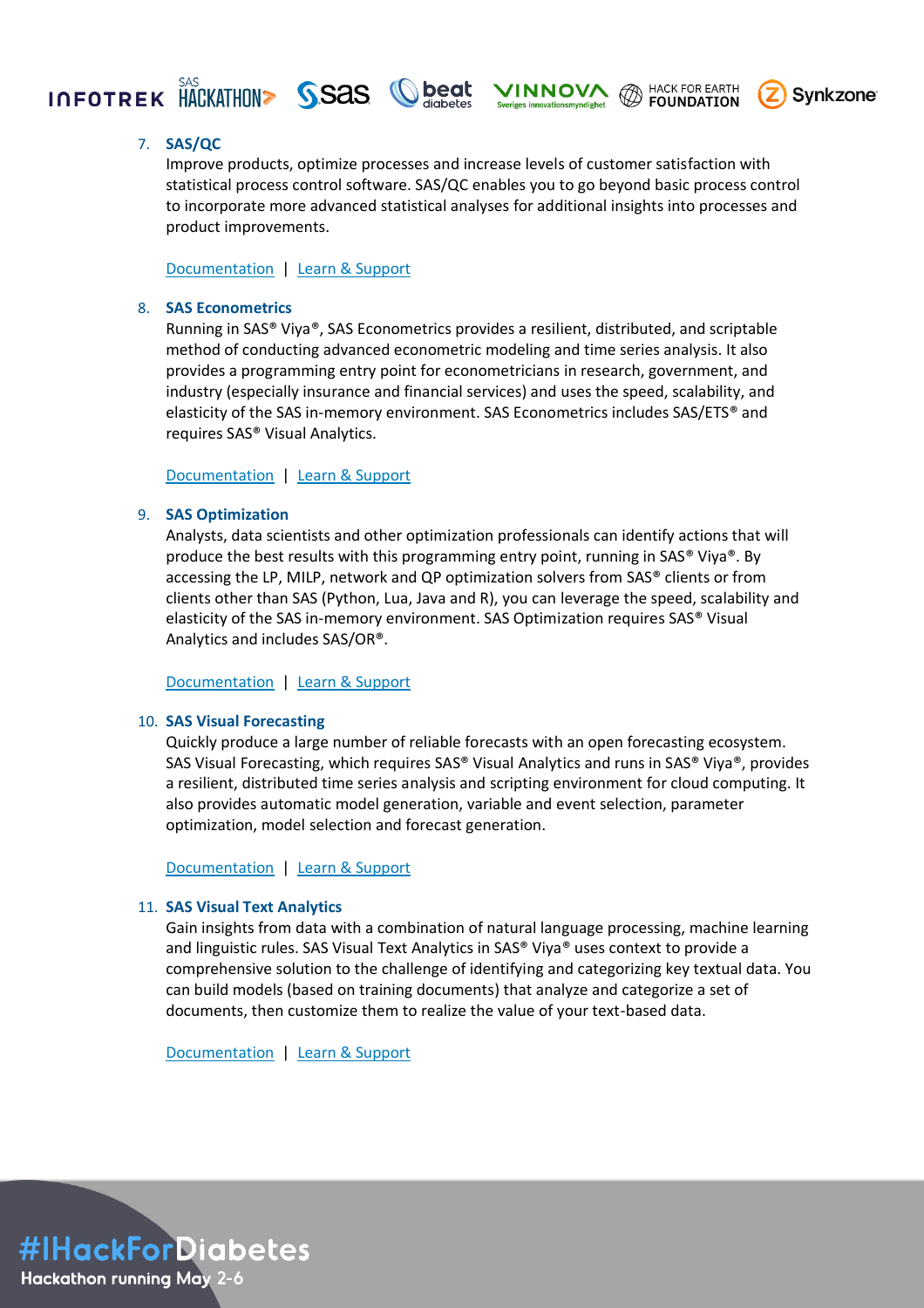7. **SAS/QC**
   Improve products, optimize processes and increase levels of customer satisfaction with statistical process control software. SAS/QC enables you to go beyond basic process control to incorporate more advanced statistical analyses for additional insights into processes and product improvements.

   Documentation | Learn & Support

8. **SAS Econometrics**
   Running in SAS® Viya®, SAS Econometrics provides a resilient, distributed, and scriptable method of conducting advanced econometric modeling and time series analysis. It also provides a programming entry point for econometricians in research, government, and industry (especially insurance and financial services) and uses the speed, scalability, and elasticity of the SAS in-memory environment. SAS Econometrics includes SAS/ETS® and requires SAS® Visual Analytics.

   Documentation | Learn & Support

9. **SAS Optimization**
   Analysts, data scientists and other optimization professionals can identify actions that will produce the best results with this programming entry point, running in SAS® Viya®. By accessing the LP, MILP, network and QP optimization solvers from SAS® clients or from clients other than SAS (Python, Lua, Java and R), you can leverage the speed, scalability and elasticity of the SAS in-memory environment. SAS Optimization requires SAS® Visual Analytics and includes SAS/OR®.

   Documentation | Learn & Support

10. **SAS Visual Forecasting**
    Quickly produce a large number of reliable forecasts with an open forecasting ecosystem. SAS Visual Forecasting, which requires SAS® Visual Analytics and runs in SAS® Viya®, provides a resilient, distributed time series analysis and scripting environment for cloud computing. It also provides automatic model generation, variable and event selection, parameter optimization, model selection and forecast generation.

    Documentation | Learn & Support

11. **SAS Visual Text Analytics**
    Gain insights from data with a combination of natural language processing, machine learning and linguistic rules. SAS Visual Text Analytics in SAS® Viya® uses context to provide a comprehensive solution to the challenge of identifying and categorizing key textual data. You can build models (based on training documents) that analyze and categorize a set of documents, then customize them to realize the value of your text-based data.

    Documentation | Learn & Support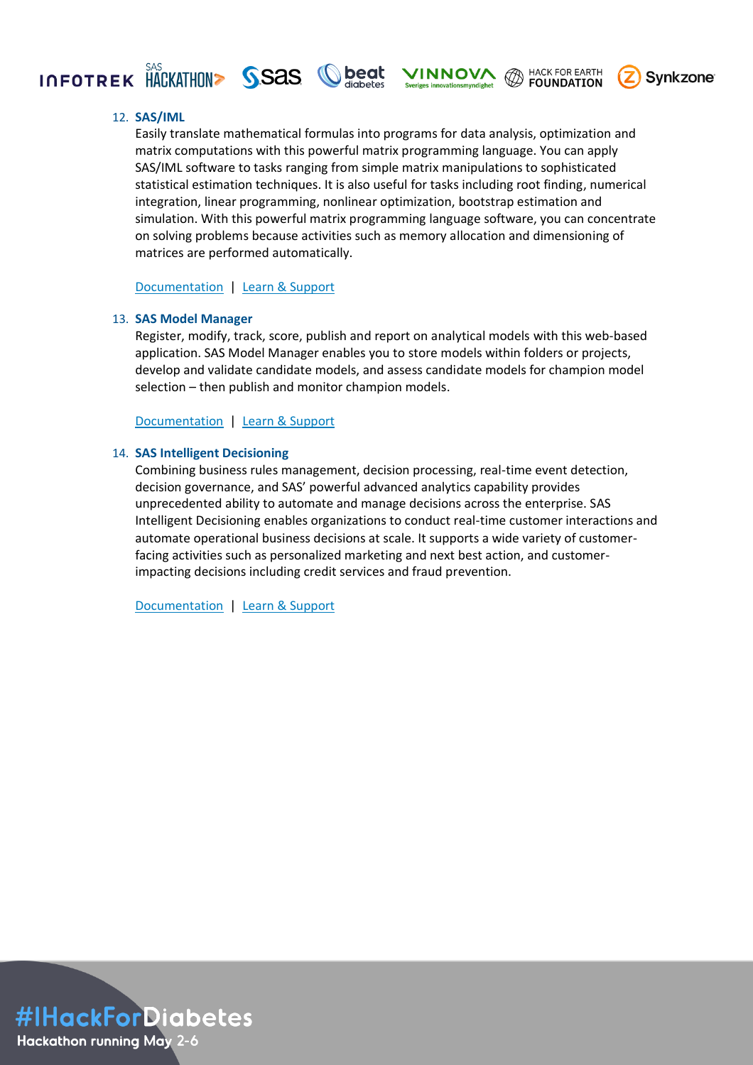12. **SAS/IML**
    Easily translate mathematical formulas into programs for data analysis, optimization and matrix computations with this powerful matrix programming language. You can apply SAS/IML software to tasks ranging from simple matrix manipulations to sophisticated statistical estimation techniques. It is also useful for tasks including root finding, numerical integration, linear programming, nonlinear optimization, bootstrap estimation and simulation. With this powerful matrix programming language software, you can concentrate on solving problems because activities such as memory allocation and dimensioning of matrices are performed automatically.

    Documentation | Learn & Support

13. **SAS Model Manager**
    Register, modify, track, score, publish and report on analytical models with this web-based application. SAS Model Manager enables you to store models within folders or projects, develop and validate candidate models, and assess candidate models for champion model selection – then publish and monitor champion models.

    Documentation | Learn & Support

14. **SAS Intelligent Decisioning**
    Combining business rules management, decision processing, real-time event detection, decision governance, and SAS' powerful advanced analytics capability provides unprecedented ability to automate and manage decisions across the enterprise. SAS Intelligent Decisioning enables organizations to conduct real-time customer interactions and automate operational business decisions at scale. It supports a wide variety of customer-facing activities such as personalized marketing and next best action, and customer-impacting decisions including credit services and fraud prevention.

    Documentation | Learn & Support